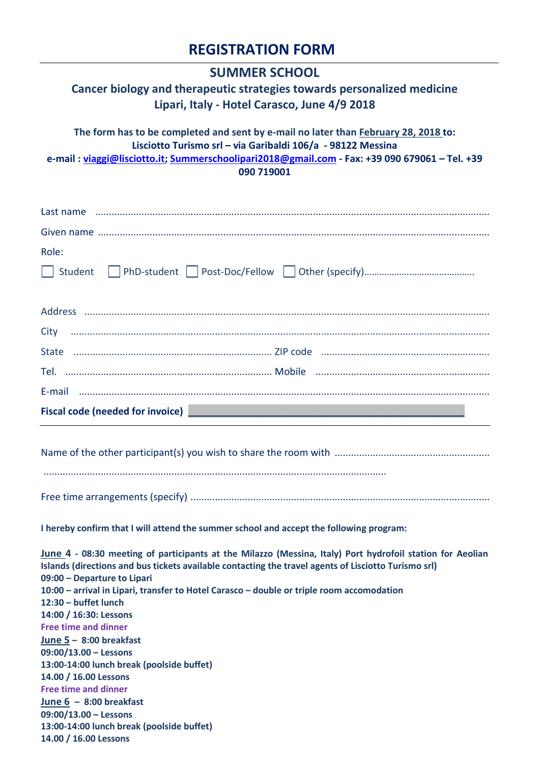# REGISTRATION FORM

## SUMMER SCHOOL

### Cancer biology and therapeutic strategies towards personalized medicine

### Lipari, Italy - Hotel Carasco, June 4/9 2018

**The form has to be completed and sent by e-mail no later than February 28, 2018 to:**
**Lisciotto Turismo srl – via Garibaldi 106/a - 98122 Messina**
**e-mail : viaggi@lisciotto.it; Summerschoolipari2018@gmail.com - Fax: +39 090 679061 – Tel. +39 090 719001**

Last name .......................................................................................................................................

Given name .......................................................................................................................................

Role:

☐ Student ☐ PhD-student ☐ Post-Doc/Fellow ☐ Other (specify)..........................................

Address .......................................................................................................................................

City .......................................................................................................................................

State ....................................................................... ZIP code .............................................................

Tel. ........................................................................... Mobile ...............................................................

E-mail .......................................................................................................................................

**Fiscal code (needed for invoice)** ________________________________________________

---

Name of the other participant(s) you wish to share the room with .........................................................

............................................................................................................................

Free time arrangements (specify) .............................................................................................................

**I hereby confirm that I will attend the summer school and accept the following program:**

**June 4 - 08:30 meeting of participants at the Milazzo (Messina, Italy) Port hydrofoil station for Aeolian Islands (directions and bus tickets available contacting the travel agents of Lisciotto Turismo srl)**
**09:00 – Departure to Lipari**
**10:00 – arrival in Lipari, transfer to Hotel Carasco – double or triple room accomodation**
**12:30 – buffet lunch**
**14:00 / 16:30: Lessons**
**Free time and dinner**
**June 5 – 8:00 breakfast**
**09:00/13.00 – Lessons**
**13:00-14:00 lunch break (poolside buffet)**
**14.00 / 16.00 Lessons**
**Free time and dinner**
**June 6 – 8:00 breakfast**
**09:00/13.00 – Lessons**
**13:00-14:00 lunch break (poolside buffet)**
**14.00 / 16.00 Lessons**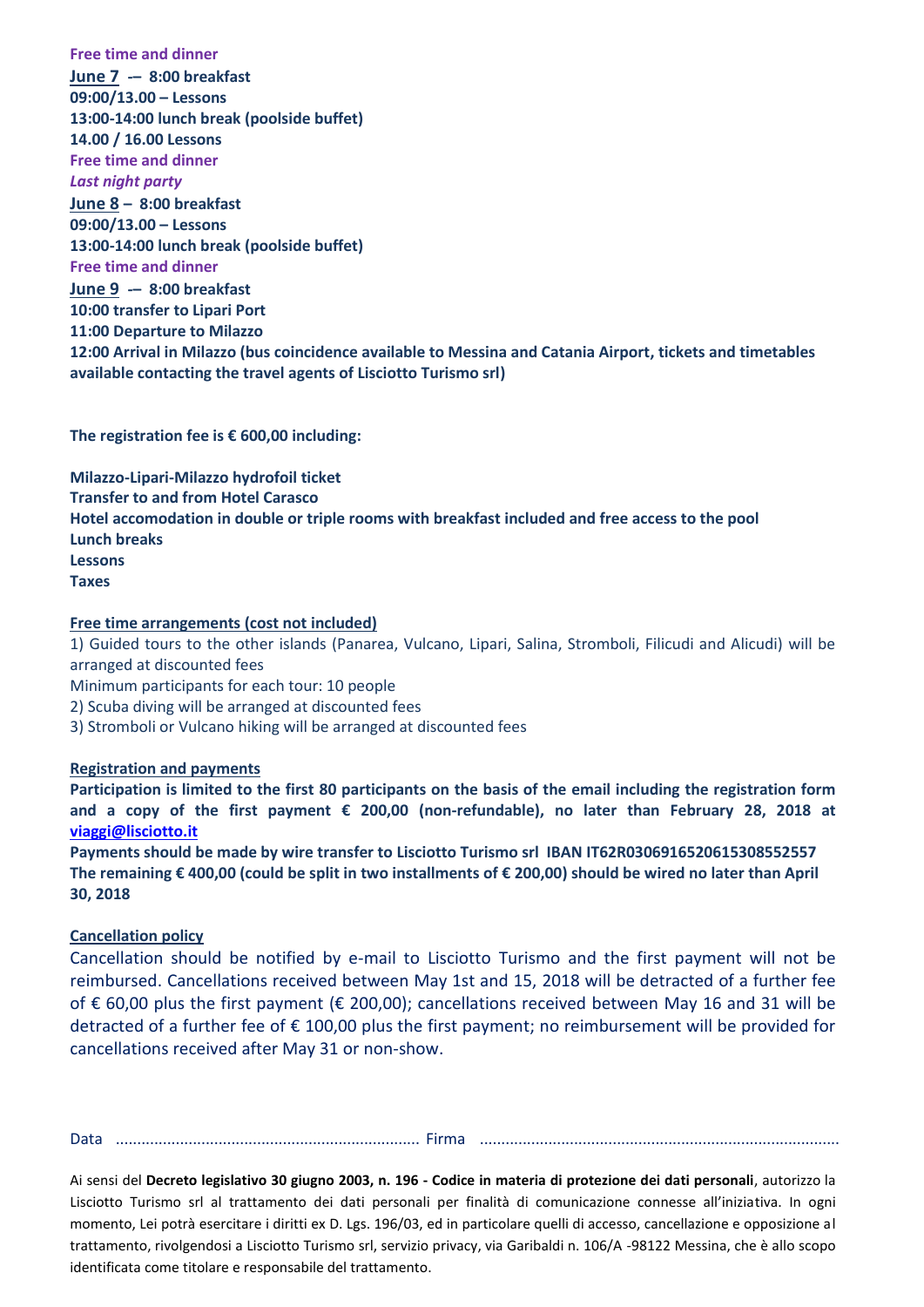**Free time and dinner**

**June 7 -– 8:00 breakfast**
**09:00/13.00 – Lessons**
**13:00-14:00 lunch break (poolside buffet)**
**14.00 / 16.00 Lessons**
**Free time and dinner**
***Last night party***

**June 8 – 8:00 breakfast**
**09:00/13.00 – Lessons**
**13:00-14:00 lunch break (poolside buffet)**
**Free time and dinner**

**June 9 -– 8:00 breakfast**
**10:00 transfer to Lipari Port**
**11:00 Departure to Milazzo**
**12:00 Arrival in Milazzo (bus coincidence available to Messina and Catania Airport, tickets and timetables available contacting the travel agents of Lisciotto Turismo srl)**

**The registration fee is € 600,00 including:**

**Milazzo-Lipari-Milazzo hydrofoil ticket**
**Transfer to and from Hotel Carasco**
**Hotel accomodation in double or triple rooms with breakfast included and free access to the pool**
**Lunch breaks**
**Lessons**
**Taxes**

**Free time arrangements (cost not included)**

1) Guided tours to the other islands (Panarea, Vulcano, Lipari, Salina, Stromboli, Filicudi and Alicudi) will be arranged at discounted fees
Minimum participants for each tour: 10 people
2) Scuba diving will be arranged at discounted fees
3) Stromboli or Vulcano hiking will be arranged at discounted fees

**Registration and payments**

**Participation is limited to the first 80 participants on the basis of the email including the registration form and a copy of the first payment € 200,00 (non-refundable), no later than February 28, 2018 at viaggi@lisciotto.it**
**Payments should be made by wire transfer to Lisciotto Turismo srl IBAN IT62R0306916520615308552557**
**The remaining € 400,00 (could be split in two installments of € 200,00) should be wired no later than April 30, 2018**

**Cancellation policy**

Cancellation should be notified by e-mail to Lisciotto Turismo and the first payment will not be reimbursed. Cancellations received between May 1st and 15, 2018 will be detracted of a further fee of € 60,00 plus the first payment (€ 200,00); cancellations received between May 16 and 31 will be detracted of a further fee of € 100,00 plus the first payment; no reimbursement will be provided for cancellations received after May 31 or non-show.

Data ...................................................................... Firma ..................................................................................

Ai sensi del **Decreto legislativo 30 giugno 2003, n. 196 - Codice in materia di protezione dei dati personali**, autorizzo la Lisciotto Turismo srl al trattamento dei dati personali per finalità di comunicazione connesse all'iniziativa. In ogni momento, Lei potrà esercitare i diritti ex D. Lgs. 196/03, ed in particolare quelli di accesso, cancellazione e opposizione al trattamento, rivolgendosi a Lisciotto Turismo srl, servizio privacy, via Garibaldi n. 106/A -98122 Messina, che è allo scopo identificata come titolare e responsabile del trattamento.